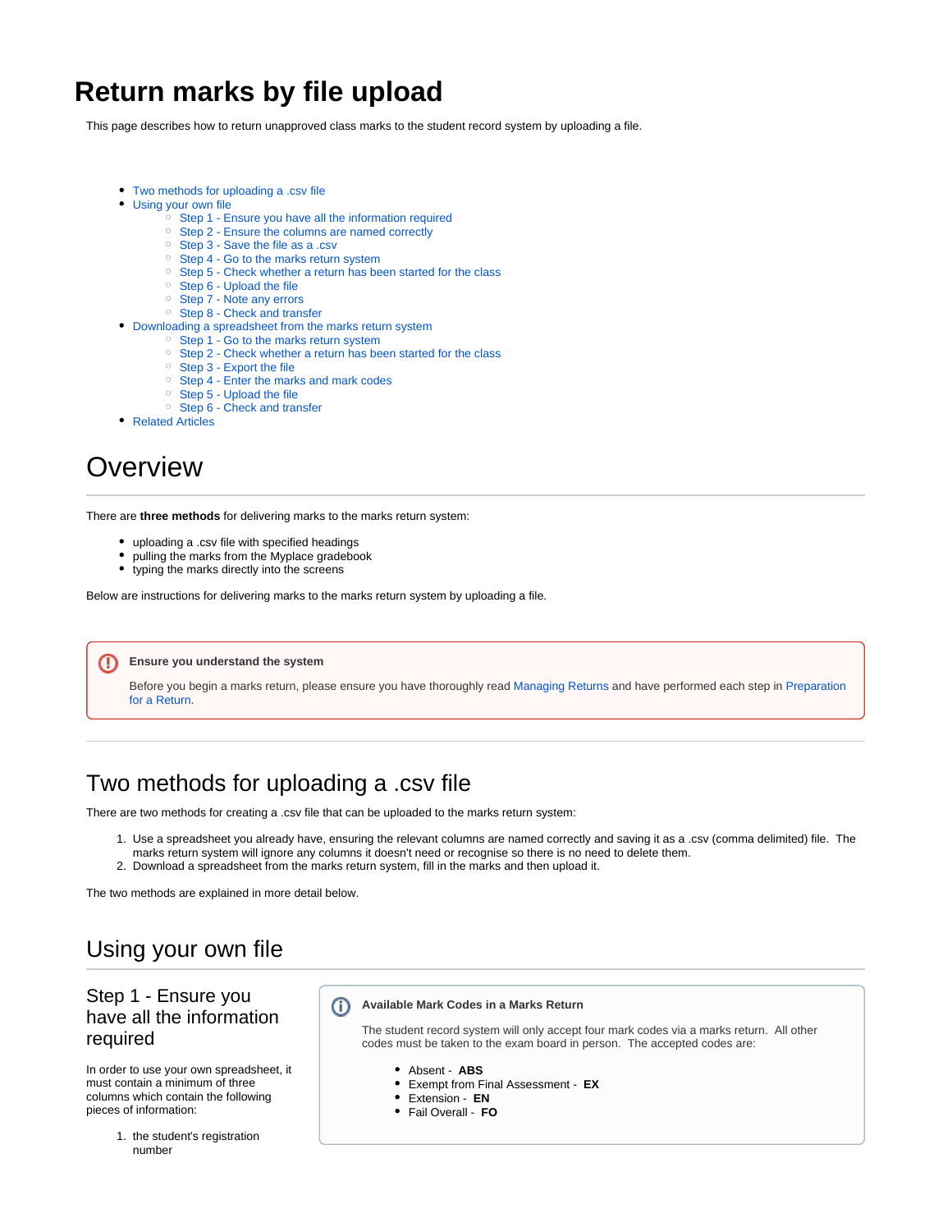# Return marks by file upload

This page describes how to return unapproved class marks to the student record system by uploading a file.

- Two methods for uploading a .csv file
- Using your own file
  - Step 1 - Ensure you have all the information required
  - Step 2 - Ensure the columns are named correctly
  - Step 3 - Save the file as a .csv
  - Step 4 - Go to the marks return system
  - Step 5 - Check whether a return has been started for the class
  - Step 6 - Upload the file
  - Step 7 - Note any errors
  - Step 8 - Check and transfer
- Downloading a spreadsheet from the marks return system
  - Step 1 - Go to the marks return system
  - Step 2 - Check whether a return has been started for the class
  - Step 3 - Export the file
  - Step 4 - Enter the marks and mark codes
  - Step 5 - Upload the file
  - Step 6 - Check and transfer
- Related Articles

## Overview

There are **three methods** for delivering marks to the marks return system:

- uploading a .csv file with specified headings
- pulling the marks from the Myplace gradebook
- typing the marks directly into the screens

Below are instructions for delivering marks to the marks return system by uploading a file.

> **Ensure you understand the system**
>
> Before you begin a marks return, please ensure you have thoroughly read Managing Returns and have performed each step in Preparation for a Return.

---

## Two methods for uploading a .csv file

There are two methods for creating a .csv file that can be uploaded to the marks return system:

1. Use a spreadsheet you already have, ensuring the relevant columns are named correctly and saving it as a .csv (comma delimited) file. The marks return system will ignore any columns it doesn't need or recognise so there is no need to delete them.
2. Download a spreadsheet from the marks return system, fill in the marks and then upload it.

The two methods are explained in more detail below.

## Using your own file

### Step 1 - Ensure you have all the information required

In order to use your own spreadsheet, it must contain a minimum of three columns which contain the following pieces of information:

1. the student's registration number

> **Available Mark Codes in a Marks Return**
>
> The student record system will only accept four mark codes via a marks return. All other codes must be taken to the exam board in person. The accepted codes are:
>
> - Absent - **ABS**
> - Exempt from Final Assessment - **EX**
> - Extension - **EN**
> - Fail Overall - **FO**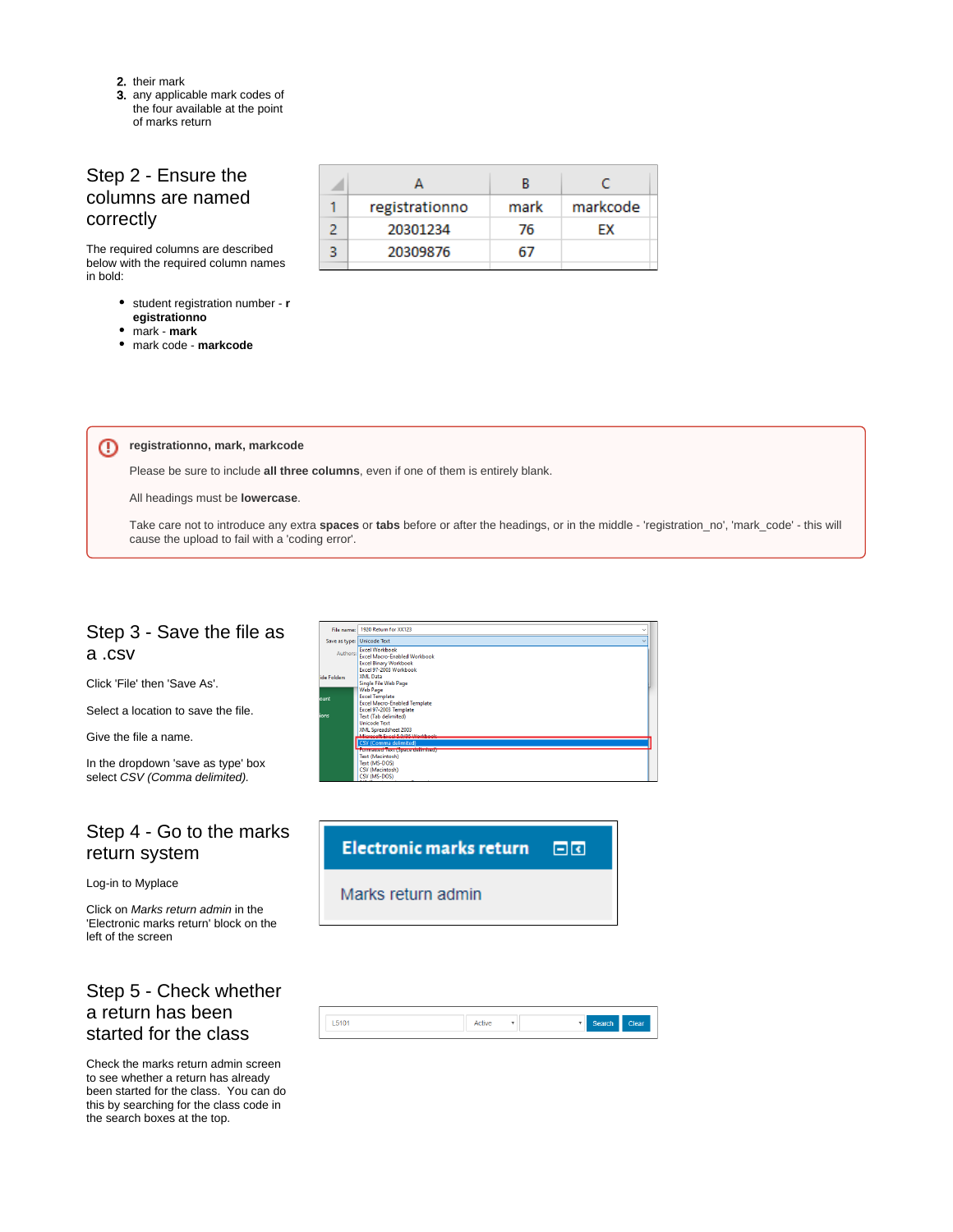2. their mark
3. any applicable mark codes of the four available at the point of marks return

## Step 2 - Ensure the columns are named correctly

The required columns are described below with the required column names in bold:

- student registration number - **registrationno**
- mark - **mark**
- mark code - **markcode**

| | A | B | C |
|---|---|---|---|
| 1 | registrationno | mark | markcode |
| 2 | 20301234 | 76 | EX |
| 3 | 20309876 | 67 | |

> **registrationno, mark, markcode**
>
> Please be sure to include **all three columns**, even if one of them is entirely blank.
>
> All headings must be **lowercase**.
>
> Take care not to introduce any extra **spaces** or **tabs** before or after the headings, or in the middle - 'registration_no', 'mark_code' - this will cause the upload to fail with a 'coding error'.

## Step 3 - Save the file as a .csv

Click 'File' then 'Save As'.

Select a location to save the file.

Give the file a name.

In the dropdown 'save as type' box select *CSV (Comma delimited).*

## Step 4 - Go to the marks return system

Log-in to Myplace

Click on *Marks return admin* in the 'Electronic marks return' block on the left of the screen

## Step 5 - Check whether a return has been started for the class

Check the marks return admin screen to see whether a return has already been started for the class. You can do this by searching for the class code in the search boxes at the top.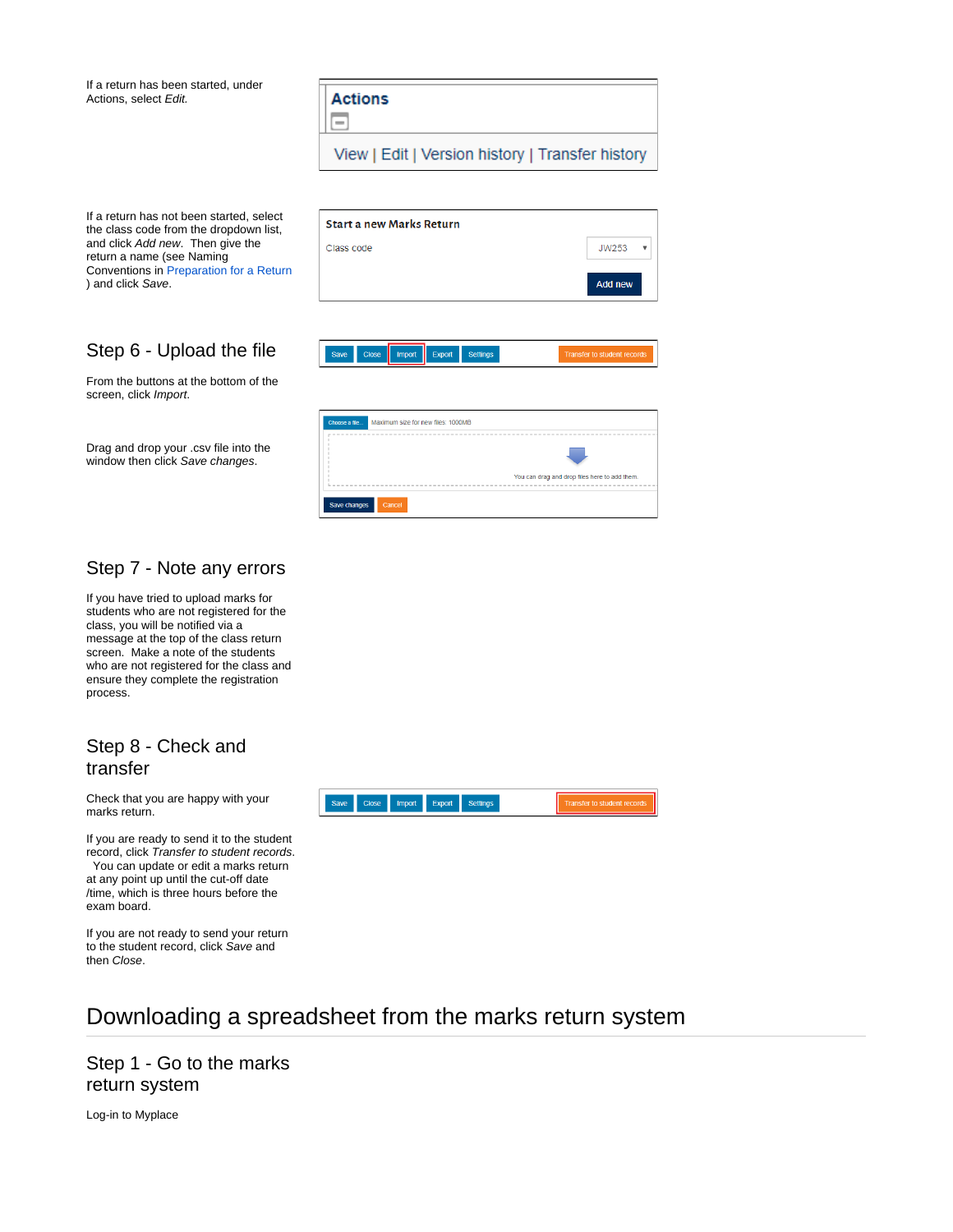If a return has been started, under Actions, select *Edit.*

If a return has not been started, select the class code from the dropdown list, and click *Add new*. Then give the return a name (see Naming Conventions in Preparation for a Return ) and click *Save*.

## Step 6 - Upload the file

From the buttons at the bottom of the screen, click *Import*.

Drag and drop your .csv file into the window then click *Save changes*.

## Step 7 - Note any errors

If you have tried to upload marks for students who are not registered for the class, you will be notified via a message at the top of the class return screen. Make a note of the students who are not registered for the class and ensure they complete the registration process.

## Step 8 - Check and transfer

Check that you are happy with your marks return.

If you are ready to send it to the student record, click *Transfer to student records*. You can update or edit a marks return at any point up until the cut-off date /time, which is three hours before the exam board.

If you are not ready to send your return to the student record, click *Save* and then *Close*.

# Downloading a spreadsheet from the marks return system

## Step 1 - Go to the marks return system

Log-in to Myplace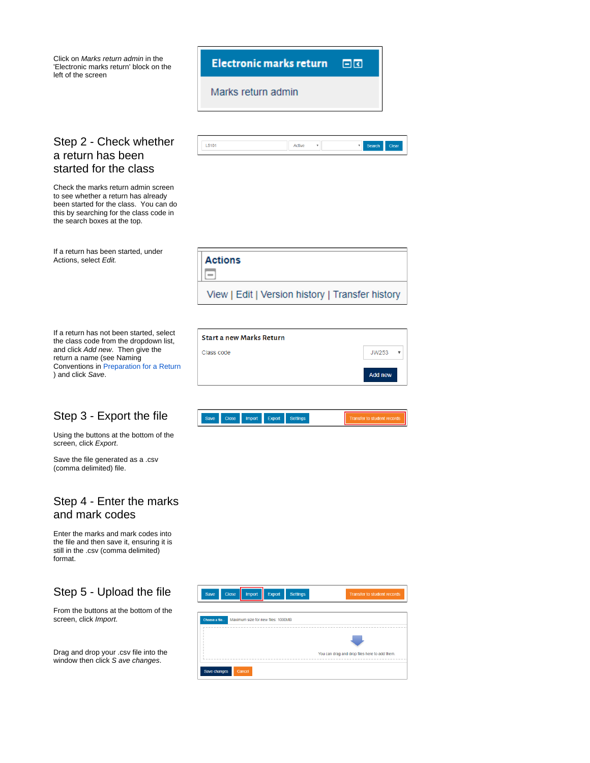Click on *Marks return admin* in the 'Electronic marks return' block on the left of the screen

## Step 2 - Check whether a return has been started for the class

Check the marks return admin screen to see whether a return has already been started for the class. You can do this by searching for the class code in the search boxes at the top.

If a return has been started, under Actions, select *Edit.*

If a return has not been started, select the class code from the dropdown list, and click *Add new*. Then give the return a name (see Naming Conventions in Preparation for a Return ) and click *Save*.

## Step 3 - Export the file

Using the buttons at the bottom of the screen, click *Export*.

Save the file generated as a .csv (comma delimited) file.

## Step 4 - Enter the marks and mark codes

Enter the marks and mark codes into the file and then save it, ensuring it is still in the .csv (comma delimited) format.

## Step 5 - Upload the file

From the buttons at the bottom of the screen, click *Import*.

Drag and drop your .csv file into the window then click *S ave changes*.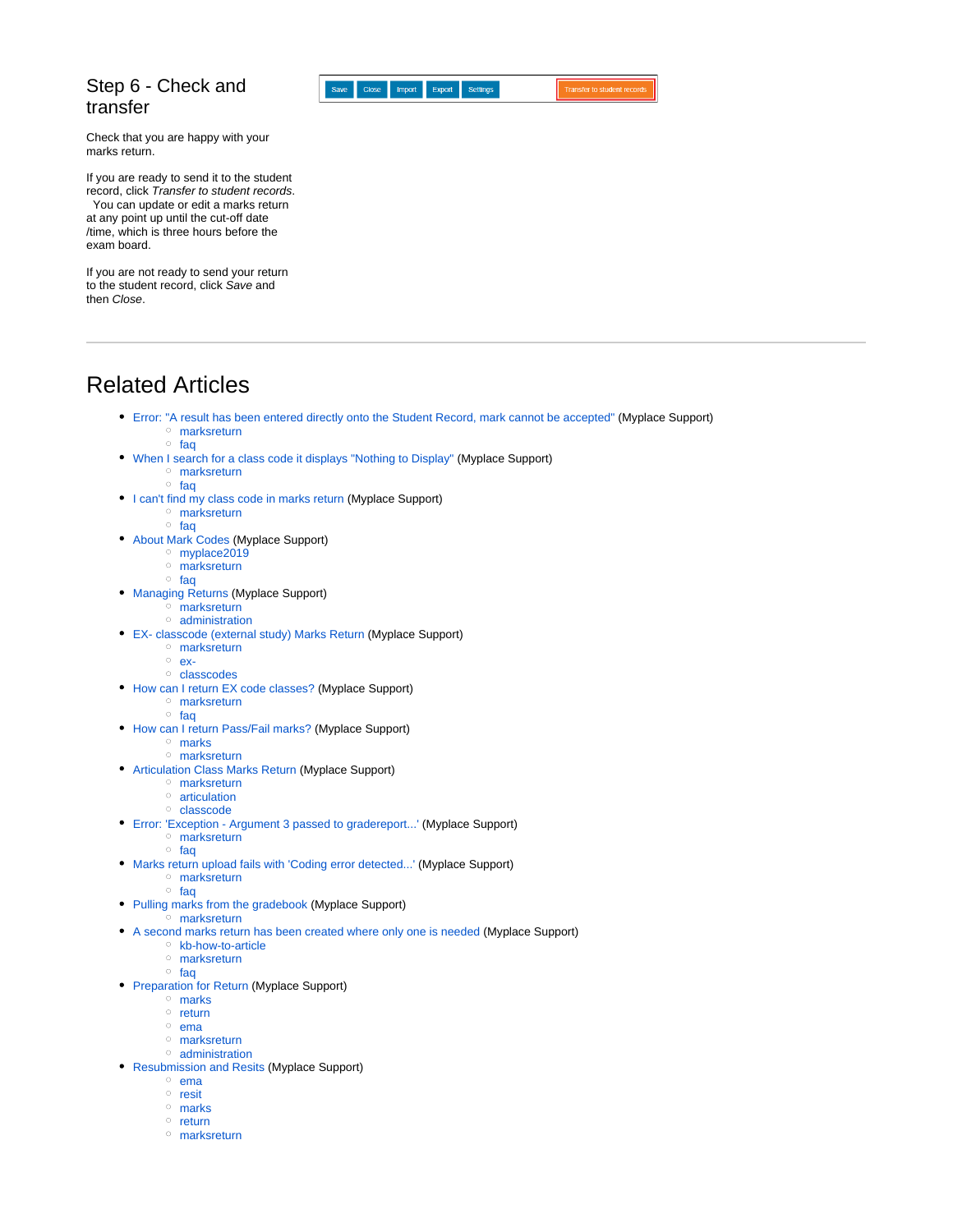## Step 6 - Check and transfer

Save Close Import Export Settings Transfer to student records

Check that you are happy with your marks return.

If you are ready to send it to the student record, click *Transfer to student records*. You can update or edit a marks return at any point up until the cut-off date /time, which is three hours before the exam board.

If you are not ready to send your return to the student record, click *Save* and then *Close*.

---

# Related Articles

- Error: "A result has been entered directly onto the Student Record, mark cannot be accepted" (Myplace Support)
  - marksreturn
  - faq
- When I search for a class code it displays "Nothing to Display" (Myplace Support)
  - marksreturn
  - faq
- I can't find my class code in marks return (Myplace Support)
  - marksreturn
  - faq
- About Mark Codes (Myplace Support)
  - myplace2019
  - marksreturn
  - faq
- Managing Returns (Myplace Support)
  - marksreturn
  - administration
- EX- classcode (external study) Marks Return (Myplace Support)
  - marksreturn
  - ex-
  - classcodes
- How can I return EX code classes? (Myplace Support)
  - marksreturn
  - faq
- How can I return Pass/Fail marks? (Myplace Support)
  - marks
  - marksreturn
- Articulation Class Marks Return (Myplace Support)
  - marksreturn
  - articulation
  - classcode
- Error: 'Exception - Argument 3 passed to gradereport...' (Myplace Support)
  - marksreturn
  - faq
- Marks return upload fails with 'Coding error detected...' (Myplace Support)
  - marksreturn
  - faq
- Pulling marks from the gradebook (Myplace Support)
  - marksreturn
- A second marks return has been created where only one is needed (Myplace Support)
  - kb-how-to-article
  - marksreturn
  - faq
- Preparation for Return (Myplace Support)
  - marks
  - return
  - ema
  - marksreturn
  - administration
- Resubmission and Resits (Myplace Support)
  - ema
  - resit
  - marks
  - return
  - marksreturn